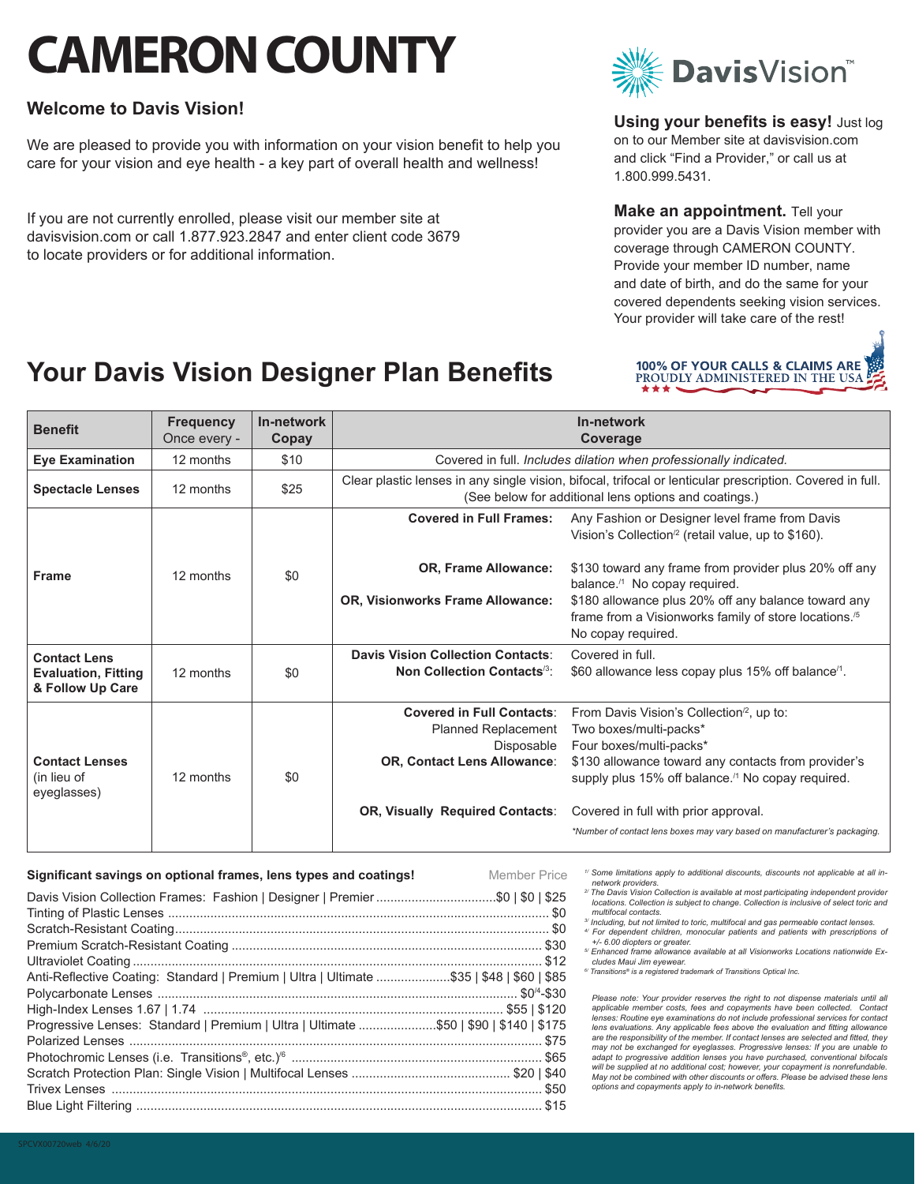# CAMERON COUNTY

DavisVision™

### Welcome to Davis Vision!

We are pleased to provide you with information on your vision benefit to help you care for your vision and eye health - a key part of overall health and wellness!

If you are not currently enrolled, please visit our member site at davisvision.com or call 1.877.923.2847 and enter client code 3679 to locate providers or for additional information.

**Using your benefits is easy!** Just log on to our Member site at davisvision.com and click "Find a Provider," or call us at 1.800.999.5431.

**Make an appointment.** Tell your provider you are a Davis Vision member with coverage through CAMERON COUNTY. Provide your member ID number, name and date of birth, and do the same for your covered dependents seeking vision services. Your provider will take care of the rest!

100% OF YOUR CALLS & CLAIMS ARE PROUDLY ADMINISTERED IN THE USA

## Your Davis Vision Designer Plan Benefits

| Benefit | Frequency Once every - | In-network Copay | In-network Coverage | |
|---|---|---|---|---|
| **Eye Examination** | 12 months | $10 | Covered in full. *Includes dilation when professionally indicated.* | |
| **Spectacle Lenses** | 12 months | $25 | Clear plastic lenses in any single vision, bifocal, trifocal or lenticular prescription. Covered in full. (See below for additional lens options and coatings.) | |
| **Frame** | 12 months | $0 | **Covered in Full Frames:** | Any Fashion or Designer level frame from Davis Vision's Collection[2] (retail value, up to $160). |
| | | | **OR, Frame Allowance:** | $130 toward any frame from provider plus 20% off any balance.[1] No copay required. |
| | | | **OR, Visionworks Frame Allowance:** | $180 allowance plus 20% off any balance toward any frame from a Visionworks family of store locations.[5] No copay required. |
| **Contact Lens Evaluation, Fitting & Follow Up Care** | 12 months | $0 | **Davis Vision Collection Contacts**: | Covered in full. |
| | | | **Non Collection Contacts**[3]: | $60 allowance less copay plus 15% off balance[1]. |
| **Contact Lenses** (in lieu of eyeglasses) | 12 months | $0 | **Covered in Full Contacts**: | From Davis Vision's Collection[2], up to: |
| | | | Planned Replacement | Two boxes/multi-packs* |
| | | | Disposable | Four boxes/multi-packs* |
| | | | **OR, Contact Lens Allowance**: | $130 allowance toward any contacts from provider's supply plus 15% off balance.[1] No copay required. |
| | | | **OR, Visually Required Contacts**: | Covered in full with prior approval. |
| | | | | *\*Number of contact lens boxes may vary based on manufacturer's packaging.* |

| **Significant savings on optional frames, lens types and coatings!** | Member Price |
|---|---|
| Davis Vision Collection Frames: Fashion \| Designer \| Premier | $0 \| $0 \| $25 |
| Tinting of Plastic Lenses | $0 |
| Scratch-Resistant Coating | $0 |
| Premium Scratch-Resistant Coating | $30 |
| Ultraviolet Coating | $12 |
| Anti-Reflective Coating: Standard \| Premium \| Ultra \| Ultimate | $35 \| $48 \| $60 \| $85 |
| Polycarbonate Lenses | $0[4]-$30 |
| High-Index Lenses 1.67 \| 1.74 | $55 \| $120 |
| Progressive Lenses: Standard \| Premium \| Ultra \| Ultimate | $50 \| $90 \| $140 \| $175 |
| Polarized Lenses | $75 |
| Photochromic Lenses (i.e. Transitions®, etc.)[6] | $65 |
| Scratch Protection Plan: Single Vision \| Multifocal Lenses | $20 \| $40 |
| Trivex Lenses | $50 |
| Blue Light Filtering | $15 |

*[1] Some limitations apply to additional discounts, discounts not applicable at all in-network providers.*
*[2] The Davis Vision Collection is available at most participating independent provider locations. Collection is subject to change. Collection is inclusive of select toric and multifocal contacts.*
*[3] Including, but not limited to toric, multifocal and gas permeable contact lenses.*
*[4] For dependent children, monocular patients and patients with prescriptions of +/- 6.00 diopters or greater.*
*[5] Enhanced frame allowance available at all Visionworks Locations nationwide Excludes Maui Jim eyewear.*
*[6] Transitions® is a registered trademark of Transitions Optical Inc.*

*Please note: Your provider reserves the right to not dispense materials until all applicable member costs, fees and copayments have been collected. Contact lenses: Routine eye examinations do not include professional services for contact lens evaluations. Any applicable fees above the evaluation and fitting allowance are the responsibility of the member. If contact lenses are selected and fitted, they may not be exchanged for eyeglasses. Progressive lenses: If you are unable to adapt to progressive addition lenses you have purchased, conventional bifocals will be supplied at no additional cost; however, your copayment is nonrefundable. May not be combined with other discounts or offers. Please be advised these lens options and copayments apply to in-network benefits.*

SPCVX00720web 4/6/20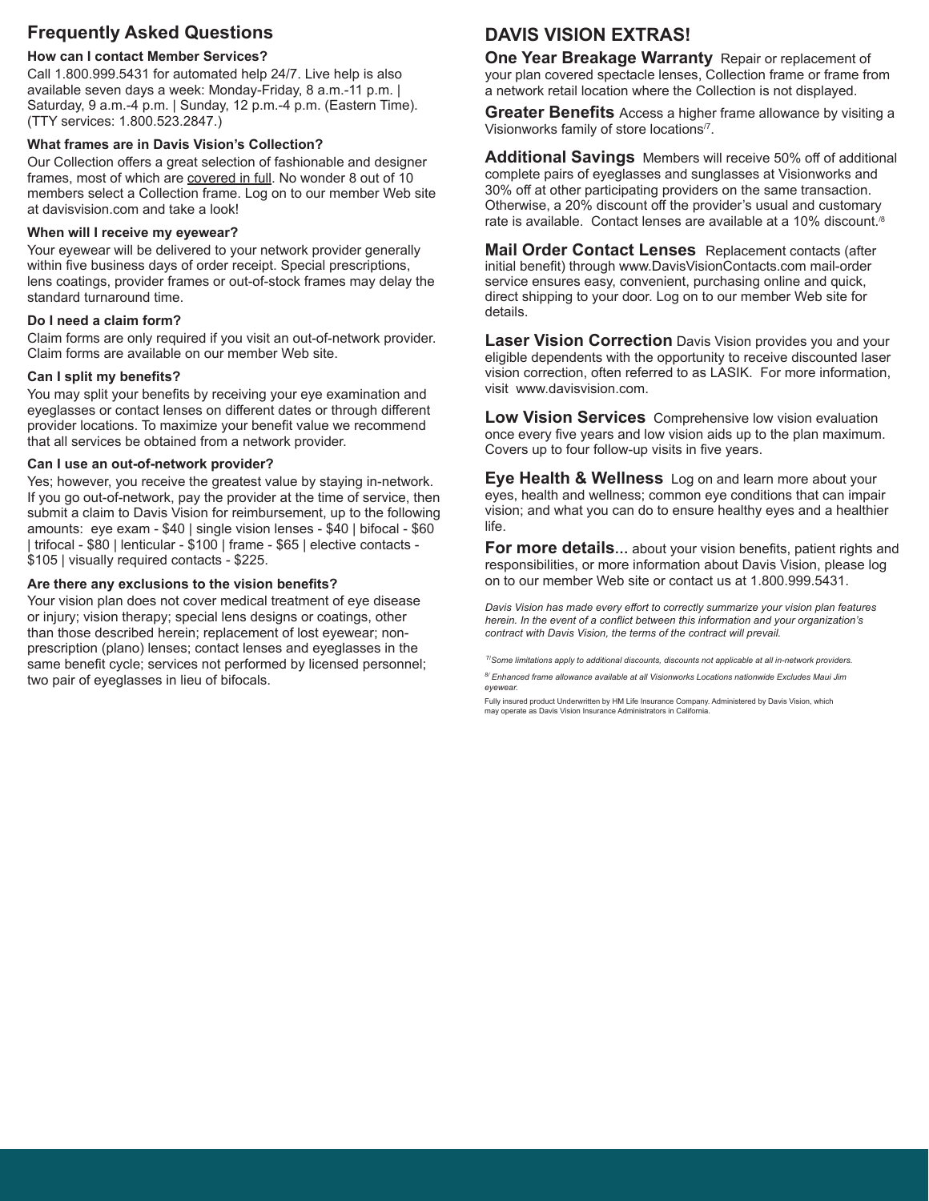## Frequently Asked Questions

**How can I contact Member Services?**

Call 1.800.999.5431 for automated help 24/7. Live help is also available seven days a week: Monday-Friday, 8 a.m.-11 p.m. | Saturday, 9 a.m.-4 p.m. | Sunday, 12 p.m.-4 p.m. (Eastern Time). (TTY services: 1.800.523.2847.)

**What frames are in Davis Vision's Collection?**

Our Collection offers a great selection of fashionable and designer frames, most of which are covered in full. No wonder 8 out of 10 members select a Collection frame. Log on to our member Web site at davisvision.com and take a look!

**When will I receive my eyewear?**

Your eyewear will be delivered to your network provider generally within five business days of order receipt. Special prescriptions, lens coatings, provider frames or out-of-stock frames may delay the standard turnaround time.

**Do I need a claim form?**

Claim forms are only required if you visit an out-of-network provider. Claim forms are available on our member Web site.

**Can I split my benefits?**

You may split your benefits by receiving your eye examination and eyeglasses or contact lenses on different dates or through different provider locations. To maximize your benefit value we recommend that all services be obtained from a network provider.

**Can I use an out-of-network provider?**

Yes; however, you receive the greatest value by staying in-network. If you go out-of-network, pay the provider at the time of service, then submit a claim to Davis Vision for reimbursement, up to the following amounts: eye exam - $40 | single vision lenses - $40 | bifocal - $60 | trifocal - $80 | lenticular - $100 | frame - $65 | elective contacts - $105 | visually required contacts - $225.

**Are there any exclusions to the vision benefits?**

Your vision plan does not cover medical treatment of eye disease or injury; vision therapy; special lens designs or coatings, other than those described herein; replacement of lost eyewear; non-prescription (plano) lenses; contact lenses and eyeglasses in the same benefit cycle; services not performed by licensed personnel; two pair of eyeglasses in lieu of bifocals.

## DAVIS VISION EXTRAS!

**One Year Breakage Warranty** Repair or replacement of your plan covered spectacle lenses, Collection frame or frame from a network retail location where the Collection is not displayed.

**Greater Benefits** Access a higher frame allowance by visiting a Visionworks family of store locations[7].

**Additional Savings** Members will receive 50% off of additional complete pairs of eyeglasses and sunglasses at Visionworks and 30% off at other participating providers on the same transaction. Otherwise, a 20% discount off the provider's usual and customary rate is available. Contact lenses are available at a 10% discount.[8]

**Mail Order Contact Lenses** Replacement contacts (after initial benefit) through www.DavisVisionContacts.com mail-order service ensures easy, convenient, purchasing online and quick, direct shipping to your door. Log on to our member Web site for details.

**Laser Vision Correction** Davis Vision provides you and your eligible dependents with the opportunity to receive discounted laser vision correction, often referred to as LASIK. For more information, visit www.davisvision.com.

**Low Vision Services** Comprehensive low vision evaluation once every five years and low vision aids up to the plan maximum. Covers up to four follow-up visits in five years.

**Eye Health & Wellness** Log on and learn more about your eyes, health and wellness; common eye conditions that can impair vision; and what you can do to ensure healthy eyes and a healthier life.

**For more details...** about your vision benefits, patient rights and responsibilities, or more information about Davis Vision, please log on to our member Web site or contact us at 1.800.999.5431.

*Davis Vision has made every effort to correctly summarize your vision plan features herein. In the event of a conflict between this information and your organization's contract with Davis Vision, the terms of the contract will prevail.*

*[7] Some limitations apply to additional discounts, discounts not applicable at all in-network providers.*

*[8] Enhanced frame allowance available at all Visionworks Locations nationwide Excludes Maui Jim eyewear.*

Fully insured product Underwritten by HM Life Insurance Company. Administered by Davis Vision, which may operate as Davis Vision Insurance Administrators in California.